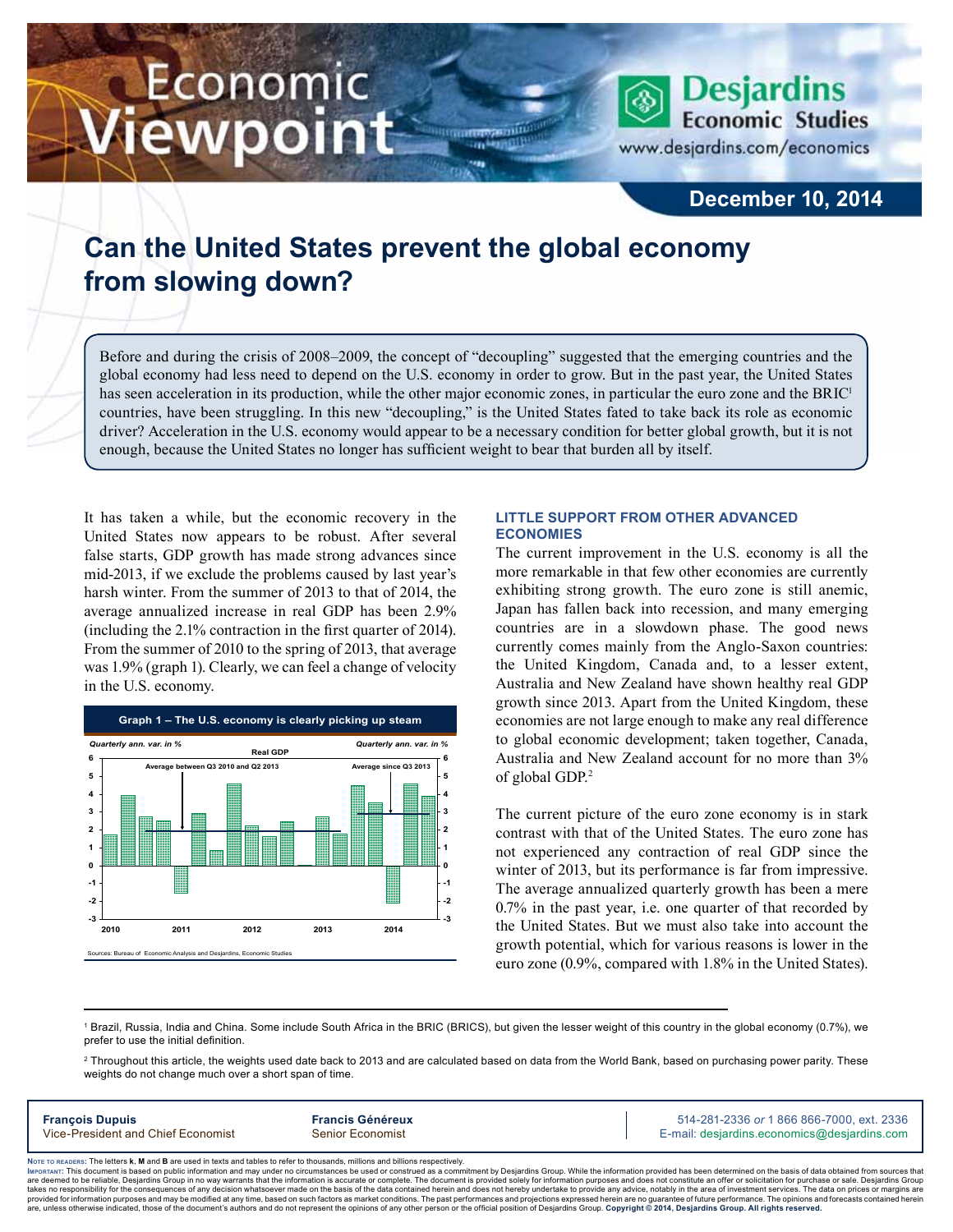# Economic Viewpoint

Desjardins Economic Studies
www.desjardins.com/economics

December 10, 2014

## Can the United States prevent the global economy from slowing down?

Before and during the crisis of 2008–2009, the concept of "decoupling" suggested that the emerging countries and the global economy had less need to depend on the U.S. economy in order to grow. But in the past year, the United States has seen acceleration in its production, while the other major economic zones, in particular the euro zone and the BRIC[1] countries, have been struggling. In this new "decoupling," is the United States fated to take back its role as economic driver? Acceleration in the U.S. economy would appear to be a necessary condition for better global growth, but it is not enough, because the United States no longer has sufficient weight to bear that burden all by itself.

It has taken a while, but the economic recovery in the United States now appears to be robust. After several false starts, GDP growth has made strong advances since mid-2013, if we exclude the problems caused by last year's harsh winter. From the summer of 2013 to that of 2014, the average annualized increase in real GDP has been 2.9% (including the 2.1% contraction in the first quarter of 2014). From the summer of 2010 to the spring of 2013, that average was 1.9% (graph 1). Clearly, we can feel a change of velocity in the U.S. economy.

**Graph 1 – The U.S. economy is clearly picking up steam**

Sources: Bureau of Economic Analysis and Desjardins, Economic Studies

### LITTLE SUPPORT FROM OTHER ADVANCED ECONOMIES

The current improvement in the U.S. economy is all the more remarkable in that few other economies are currently exhibiting strong growth. The euro zone is still anemic, Japan has fallen back into recession, and many emerging countries are in a slowdown phase. The good news currently comes mainly from the Anglo-Saxon countries: the United Kingdom, Canada and, to a lesser extent, Australia and New Zealand have shown healthy real GDP growth since 2013. Apart from the United Kingdom, these economies are not large enough to make any real difference to global economic development; taken together, Canada, Australia and New Zealand account for no more than 3% of global GDP.[2]

The current picture of the euro zone economy is in stark contrast with that of the United States. The euro zone has not experienced any contraction of real GDP since the winter of 2013, but its performance is far from impressive. The average annualized quarterly growth has been a mere 0.7% in the past year, i.e. one quarter of that recorded by the United States. But we must also take into account the growth potential, which for various reasons is lower in the euro zone (0.9%, compared with 1.8% in the United States).

---

[1] Brazil, Russia, India and China. Some include South Africa in the BRIC (BRICS), but given the lesser weight of this country in the global economy (0.7%), we prefer to use the initial definition.

[2] Throughout this article, the weights used date back to 2013 and are calculated based on data from the World Bank, based on purchasing power parity. These weights do not change much over a short span of time.

**François Dupuis**
Vice-President and Chief Economist

**Francis Généreux**
Senior Economist

514-281-2336 *or* 1 866 866-7000, ext. 2336
E-mail: desjardins.economics@desjardins.com

Note to readers: The letters **k**, **M** and **B** are used in texts and tables to refer to thousands, millions and billions respectively.
Important: This document is based on public information and may under no circumstances be used or construed as a commitment by Desjardins Group. While the information provided has been determined on the basis of data obtained from sources that are deemed to be reliable, Desjardins Group in no way warrants that the information is accurate or complete. The document is provided solely for information purposes and does not constitute an offer or solicitation for purchase or sale. Desjardins Group takes no responsibility for the consequences of any decision whatsoever made on the basis of the data contained herein and does not hereby undertake to provide any advice, notably in the area of investment services. The data on prices or margins are provided for information purposes and may be modified at any time, based on such factors as market conditions. The past performances and projections expressed herein are no guarantee of future performance. The opinions and forecasts contained herein are, unless otherwise indicated, those of the document's authors and do not represent the opinions of any other person or the official position of Desjardins Group. **Copyright © 2014, Desjardins Group. All rights reserved.**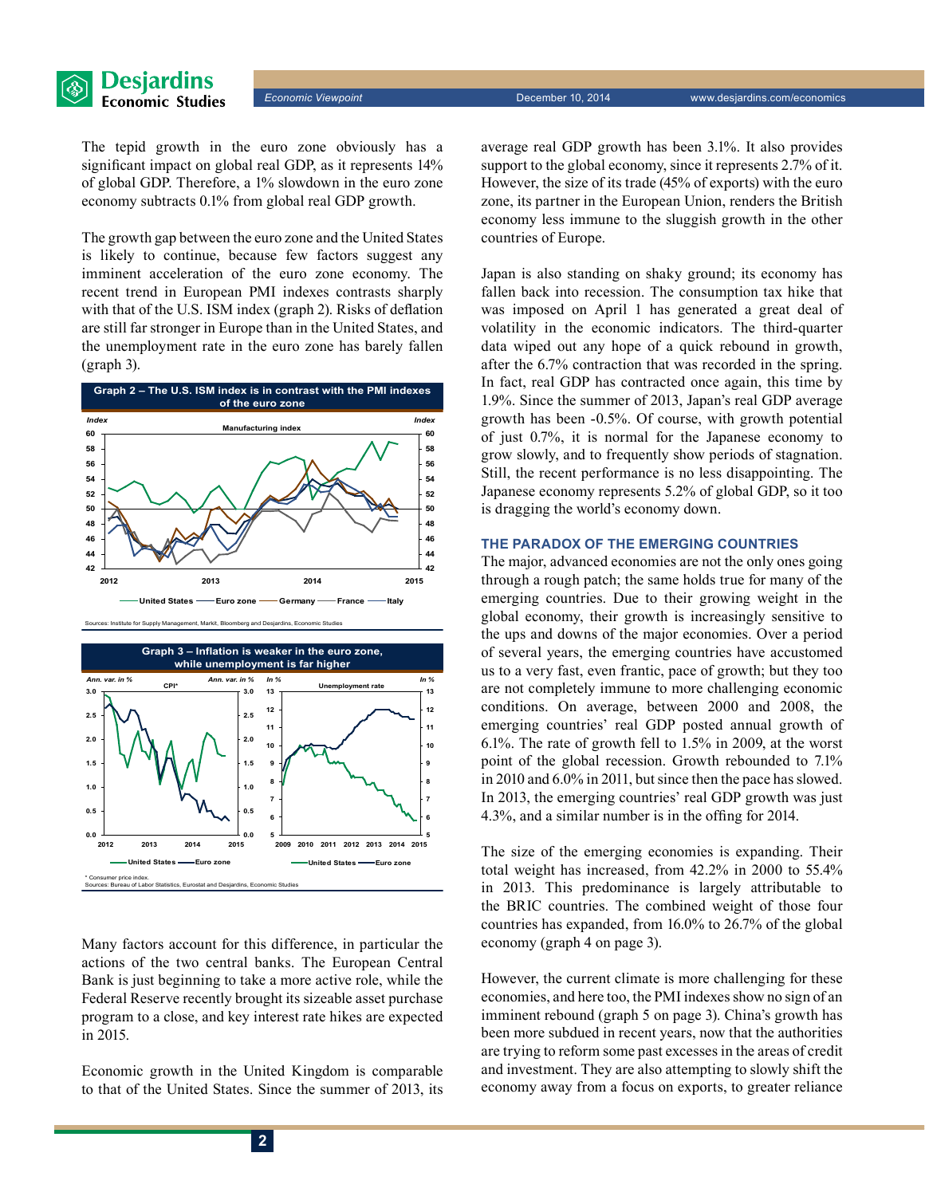The tepid growth in the euro zone obviously has a significant impact on global real GDP, as it represents 14% of global GDP. Therefore, a 1% slowdown in the euro zone economy subtracts 0.1% from global real GDP growth.

The growth gap between the euro zone and the United States is likely to continue, because few factors suggest any imminent acceleration of the euro zone economy. The recent trend in European PMI indexes contrasts sharply with that of the U.S. ISM index (graph 2). Risks of deflation are still far stronger in Europe than in the United States, and the unemployment rate in the euro zone has barely fallen (graph 3).

**Graph 2 – The U.S. ISM index is in contrast with the PMI indexes of the euro zone**

Sources: Institute for Supply Management, Markit, Bloomberg and Desjardins, Economic Studies

**Graph 3 – Inflation is weaker in the euro zone, while unemployment is far higher**

\* Consumer price index.
Sources: Bureau of Labor Statistics, Eurostat and Desjardins, Economic Studies

Many factors account for this difference, in particular the actions of the two central banks. The European Central Bank is just beginning to take a more active role, while the Federal Reserve recently brought its sizeable asset purchase program to a close, and key interest rate hikes are expected in 2015.

Economic growth in the United Kingdom is comparable to that of the United States. Since the summer of 2013, its average real GDP growth has been 3.1%. It also provides support to the global economy, since it represents 2.7% of it. However, the size of its trade (45% of exports) with the euro zone, its partner in the European Union, renders the British economy less immune to the sluggish growth in the other countries of Europe.

Japan is also standing on shaky ground; its economy has fallen back into recession. The consumption tax hike that was imposed on April 1 has generated a great deal of volatility in the economic indicators. The third-quarter data wiped out any hope of a quick rebound in growth, after the 6.7% contraction that was recorded in the spring. In fact, real GDP has contracted once again, this time by 1.9%. Since the summer of 2013, Japan's real GDP average growth has been -0.5%. Of course, with growth potential of just 0.7%, it is normal for the Japanese economy to grow slowly, and to frequently show periods of stagnation. Still, the recent performance is no less disappointing. The Japanese economy represents 5.2% of global GDP, so it too is dragging the world's economy down.

## THE PARADOX OF THE EMERGING COUNTRIES

The major, advanced economies are not the only ones going through a rough patch; the same holds true for many of the emerging countries. Due to their growing weight in the global economy, their growth is increasingly sensitive to the ups and downs of the major economies. Over a period of several years, the emerging countries have accustomed us to a very fast, even frantic, pace of growth; but they too are not completely immune to more challenging economic conditions. On average, between 2000 and 2008, the emerging countries' real GDP posted annual growth of 6.1%. The rate of growth fell to 1.5% in 2009, at the worst point of the global recession. Growth rebounded to 7.1% in 2010 and 6.0% in 2011, but since then the pace has slowed. In 2013, the emerging countries' real GDP growth was just 4.3%, and a similar number is in the offing for 2014.

The size of the emerging economies is expanding. Their total weight has increased, from 42.2% in 2000 to 55.4% in 2013. This predominance is largely attributable to the BRIC countries. The combined weight of those four countries has expanded, from 16.0% to 26.7% of the global economy (graph 4 on page 3).

However, the current climate is more challenging for these economies, and here too, the PMI indexes show no sign of an imminent rebound (graph 5 on page 3). China's growth has been more subdued in recent years, now that the authorities are trying to reform some past excesses in the areas of credit and investment. They are also attempting to slowly shift the economy away from a focus on exports, to greater reliance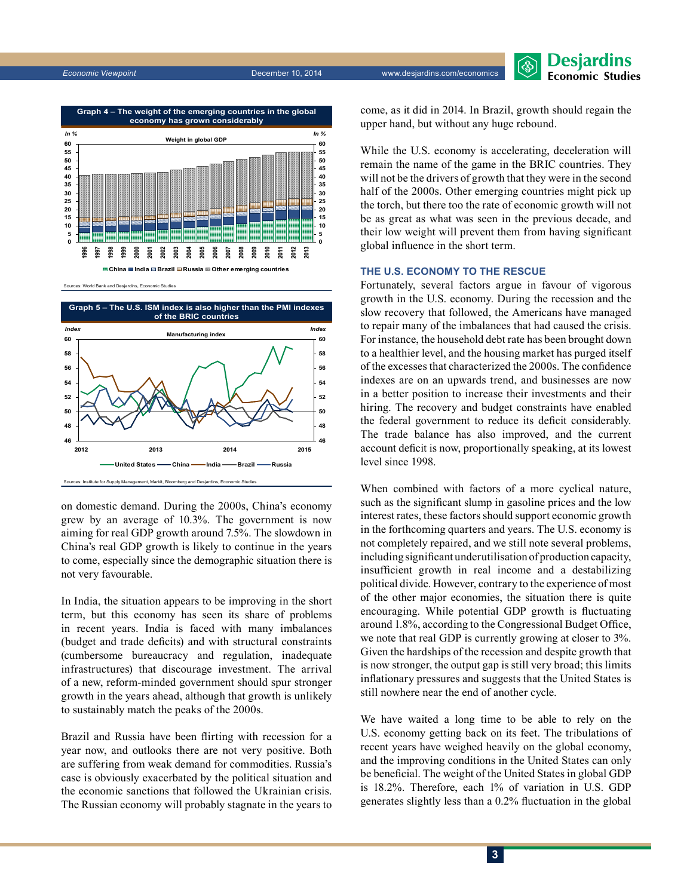**Graph 4 – The weight of the emerging countries in the global economy has grown considerably**

Sources: World Bank and Desjardins, Economic Studies

**Graph 5 – The U.S. ISM index is also higher than the PMI indexes of the BRIC countries**

Sources: Institute for Supply Management, Markit, Bloomberg and Desjardins, Economic Studies

on domestic demand. During the 2000s, China's economy grew by an average of 10.3%. The government is now aiming for real GDP growth around 7.5%. The slowdown in China's real GDP growth is likely to continue in the years to come, especially since the demographic situation there is not very favourable.

In India, the situation appears to be improving in the short term, but this economy has seen its share of problems in recent years. India is faced with many imbalances (budget and trade deficits) and with structural constraints (cumbersome bureaucracy and regulation, inadequate infrastructures) that discourage investment. The arrival of a new, reform-minded government should spur stronger growth in the years ahead, although that growth is unlikely to sustainably match the peaks of the 2000s.

Brazil and Russia have been flirting with recession for a year now, and outlooks there are not very positive. Both are suffering from weak demand for commodities. Russia's case is obviously exacerbated by the political situation and the economic sanctions that followed the Ukrainian crisis. The Russian economy will probably stagnate in the years to come, as it did in 2014. In Brazil, growth should regain the upper hand, but without any huge rebound.

While the U.S. economy is accelerating, deceleration will remain the name of the game in the BRIC countries. They will not be the drivers of growth that they were in the second half of the 2000s. Other emerging countries might pick up the torch, but there too the rate of economic growth will not be as great as what was seen in the previous decade, and their low weight will prevent them from having significant global influence in the short term.

## THE U.S. ECONOMY TO THE RESCUE

Fortunately, several factors argue in favour of vigorous growth in the U.S. economy. During the recession and the slow recovery that followed, the Americans have managed to repair many of the imbalances that had caused the crisis. For instance, the household debt rate has been brought down to a healthier level, and the housing market has purged itself of the excesses that characterized the 2000s. The confidence indexes are on an upwards trend, and businesses are now in a better position to increase their investments and their hiring. The recovery and budget constraints have enabled the federal government to reduce its deficit considerably. The trade balance has also improved, and the current account deficit is now, proportionally speaking, at its lowest level since 1998.

When combined with factors of a more cyclical nature, such as the significant slump in gasoline prices and the low interest rates, these factors should support economic growth in the forthcoming quarters and years. The U.S. economy is not completely repaired, and we still note several problems, including significant underutilisation of production capacity, insufficient growth in real income and a destabilizing political divide. However, contrary to the experience of most of the other major economies, the situation there is quite encouraging. While potential GDP growth is fluctuating around 1.8%, according to the Congressional Budget Office, we note that real GDP is currently growing at closer to 3%. Given the hardships of the recession and despite growth that is now stronger, the output gap is still very broad; this limits inflationary pressures and suggests that the United States is still nowhere near the end of another cycle.

We have waited a long time to be able to rely on the U.S. economy getting back on its feet. The tribulations of recent years have weighed heavily on the global economy, and the improving conditions in the United States can only be beneficial. The weight of the United States in global GDP is 18.2%. Therefore, each 1% of variation in U.S. GDP generates slightly less than a 0.2% fluctuation in the global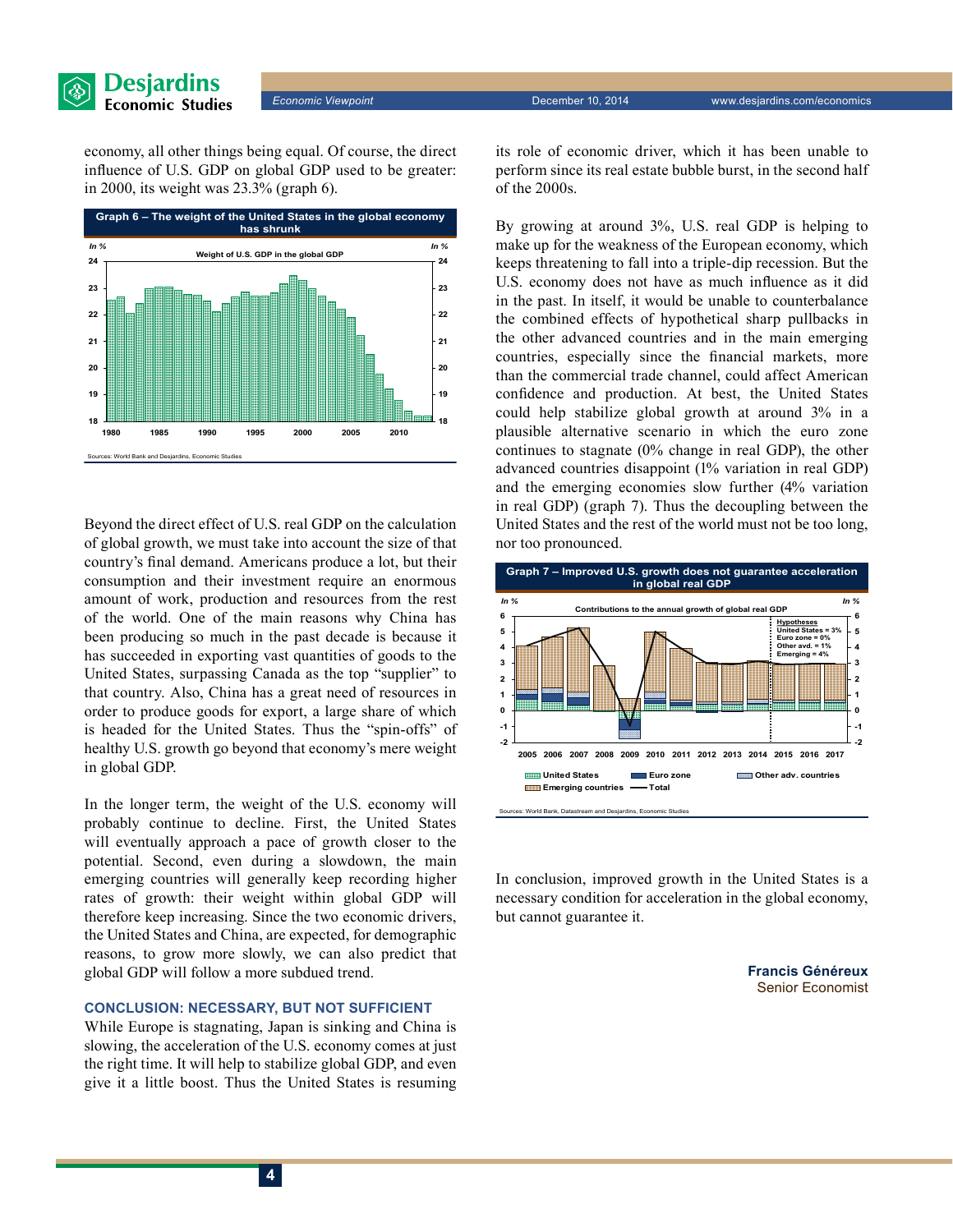economy, all other things being equal. Of course, the direct influence of U.S. GDP on global GDP used to be greater: in 2000, its weight was 23.3% (graph 6).

**Graph 6 – The weight of the United States in the global economy has shrunk**

In %
Weight of U.S. GDP in the global GDP
In %
24
23
22
21
20
19
18
1980
1985
1990
1995
2000
2005
2010

Sources: World Bank and Desjardins, Economic Studies

Beyond the direct effect of U.S. real GDP on the calculation of global growth, we must take into account the size of that country's final demand. Americans produce a lot, but their consumption and their investment require an enormous amount of work, production and resources from the rest of the world. One of the main reasons why China has been producing so much in the past decade is because it has succeeded in exporting vast quantities of goods to the United States, surpassing Canada as the top "supplier" to that country. Also, China has a great need of resources in order to produce goods for export, a large share of which is headed for the United States. Thus the "spin-offs" of healthy U.S. growth go beyond that economy's mere weight in global GDP.

In the longer term, the weight of the U.S. economy will probably continue to decline. First, the United States will eventually approach a pace of growth closer to the potential. Second, even during a slowdown, the main emerging countries will generally keep recording higher rates of growth: their weight within global GDP will therefore keep increasing. Since the two economic drivers, the United States and China, are expected, for demographic reasons, to grow more slowly, we can also predict that global GDP will follow a more subdued trend.

## CONCLUSION: NECESSARY, BUT NOT SUFFICIENT

While Europe is stagnating, Japan is sinking and China is slowing, the acceleration of the U.S. economy comes at just the right time. It will help to stabilize global GDP, and even give it a little boost. Thus the United States is resuming its role of economic driver, which it has been unable to perform since its real estate bubble burst, in the second half of the 2000s.

By growing at around 3%, U.S. real GDP is helping to make up for the weakness of the European economy, which keeps threatening to fall into a triple-dip recession. But the U.S. economy does not have as much influence as it did in the past. In itself, it would be unable to counterbalance the combined effects of hypothetical sharp pullbacks in the other advanced countries and in the main emerging countries, especially since the financial markets, more than the commercial trade channel, could affect American confidence and production. At best, the United States could help stabilize global growth at around 3% in a plausible alternative scenario in which the euro zone continues to stagnate (0% change in real GDP), the other advanced countries disappoint (1% variation in real GDP) and the emerging economies slow further (4% variation in real GDP) (graph 7). Thus the decoupling between the United States and the rest of the world must not be too long, nor too pronounced.

**Graph 7 – Improved U.S. growth does not guarantee acceleration in global real GDP**

In %
Contributions to the annual growth of global real GDP
In %
6
5
4
3
2
1
0
-1
-2
2005 2006 2007 2008 2009 2010 2011 2012 2013 2014 2015 2016 2017

Hypotheses
United States = 3%
Euro zone = 0%
Other avd. = 1%
Emerging = 4%

United States
Euro zone
Other adv. countries
Emerging countries
Total

Sources: World Bank, Datastream and Desjardins, Economic Studies

In conclusion, improved growth in the United States is a necessary condition for acceleration in the global economy, but cannot guarantee it.

**Francis Généreux**
Senior Economist